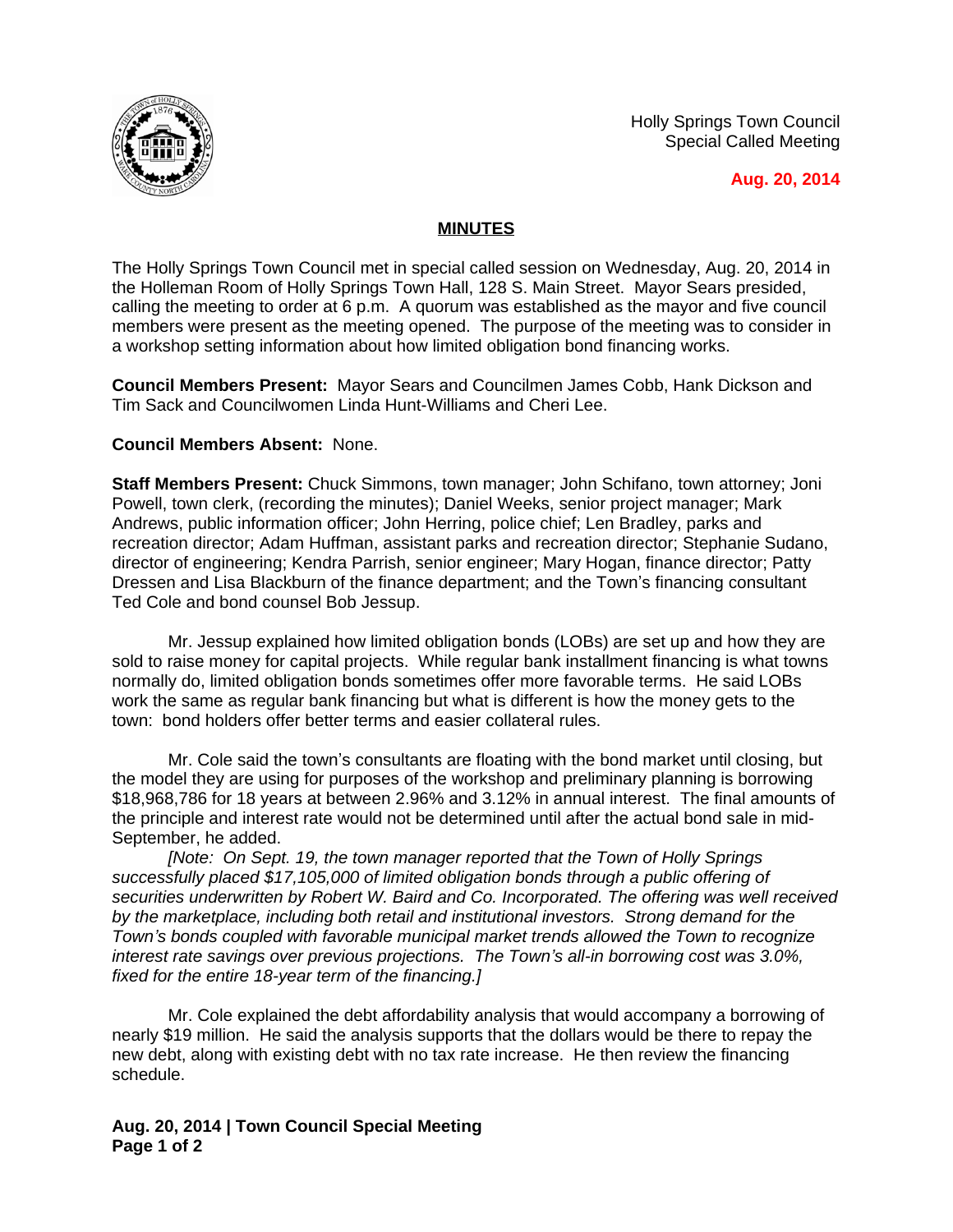Holly Springs Town Council
Special Called Meeting

**Aug. 20, 2014**

## MINUTES

The Holly Springs Town Council met in special called session on Wednesday, Aug. 20, 2014 in the Holleman Room of Holly Springs Town Hall, 128 S. Main Street. Mayor Sears presided, calling the meeting to order at 6 p.m. A quorum was established as the mayor and five council members were present as the meeting opened. The purpose of the meeting was to consider in a workshop setting information about how limited obligation bond financing works.

**Council Members Present:** Mayor Sears and Councilmen James Cobb, Hank Dickson and Tim Sack and Councilwomen Linda Hunt-Williams and Cheri Lee.

**Council Members Absent:** None.

**Staff Members Present:** Chuck Simmons, town manager; John Schifano, town attorney; Joni Powell, town clerk, (recording the minutes); Daniel Weeks, senior project manager; Mark Andrews, public information officer; John Herring, police chief; Len Bradley, parks and recreation director; Adam Huffman, assistant parks and recreation director; Stephanie Sudano, director of engineering; Kendra Parrish, senior engineer; Mary Hogan, finance director; Patty Dressen and Lisa Blackburn of the finance department; and the Town's financing consultant Ted Cole and bond counsel Bob Jessup.

Mr. Jessup explained how limited obligation bonds (LOBs) are set up and how they are sold to raise money for capital projects. While regular bank installment financing is what towns normally do, limited obligation bonds sometimes offer more favorable terms. He said LOBs work the same as regular bank financing but what is different is how the money gets to the town: bond holders offer better terms and easier collateral rules.

Mr. Cole said the town's consultants are floating with the bond market until closing, but the model they are using for purposes of the workshop and preliminary planning is borrowing $18,968,786 for 18 years at between 2.96% and 3.12% in annual interest. The final amounts of the principle and interest rate would not be determined until after the actual bond sale in mid-September, he added.

*[Note: On Sept. 19, the town manager reported that the Town of Holly Springs successfully placed $17,105,000 of limited obligation bonds through a public offering of securities underwritten by Robert W. Baird and Co. Incorporated. The offering was well received by the marketplace, including both retail and institutional investors. Strong demand for the Town's bonds coupled with favorable municipal market trends allowed the Town to recognize interest rate savings over previous projections. The Town's all-in borrowing cost was 3.0%, fixed for the entire 18-year term of the financing.]*

Mr. Cole explained the debt affordability analysis that would accompany a borrowing of nearly $19 million. He said the analysis supports that the dollars would be there to repay the new debt, along with existing debt with no tax rate increase. He then review the financing schedule.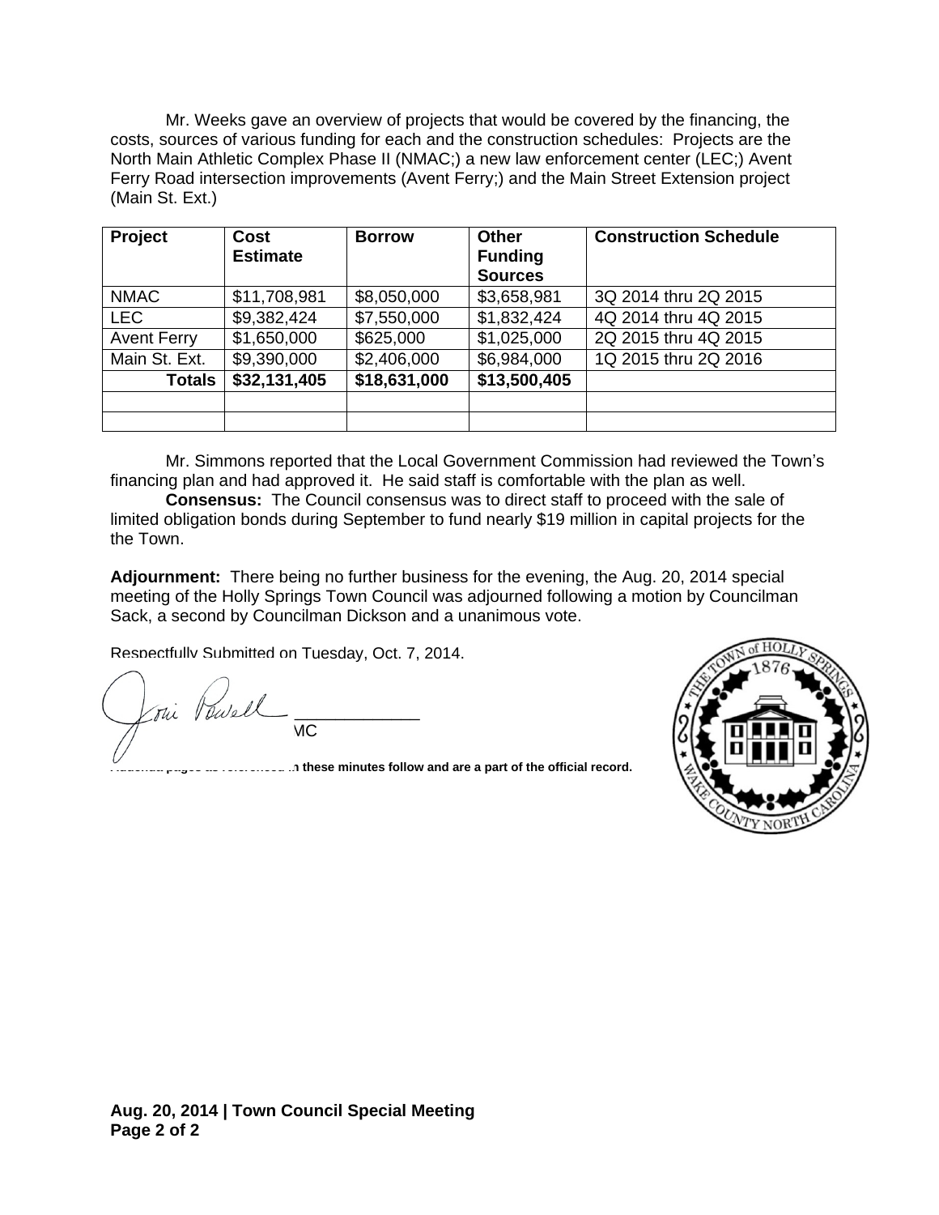Mr. Weeks gave an overview of projects that would be covered by the financing, the costs, sources of various funding for each and the construction schedules: Projects are the North Main Athletic Complex Phase II (NMAC;) a new law enforcement center (LEC;) Avent Ferry Road intersection improvements (Avent Ferry;) and the Main Street Extension project (Main St. Ext.)

| Project | Cost Estimate | Borrow | Other Funding Sources | Construction Schedule |
|---|---|---|---|---|
| NMAC | $11,708,981 | $8,050,000 | $3,658,981 | 3Q 2014 thru 2Q 2015 |
| LEC | $9,382,424 | $7,550,000 | $1,832,424 | 4Q 2014 thru 4Q 2015 |
| Avent Ferry | $1,650,000 | $625,000 | $1,025,000 | 2Q 2015 thru 4Q 2015 |
| Main St. Ext. | $9,390,000 | $2,406,000 | $6,984,000 | 1Q 2015 thru 2Q 2016 |
| **Totals** | **$32,131,405** | **$18,631,000** | **$13,500,405** | |
| | | | | |
| | | | | |

Mr. Simmons reported that the Local Government Commission had reviewed the Town's financing plan and had approved it. He said staff is comfortable with the plan as well.

**Consensus:** The Council consensus was to direct staff to proceed with the sale of limited obligation bonds during September to fund nearly $19 million in capital projects for the the Town.

**Adjournment:** There being no further business for the evening, the Aug. 20, 2014 special meeting of the Holly Springs Town Council was adjourned following a motion by Councilman Sack, a second by Councilman Dickson and a unanimous vote.

Respectfully Submitted on Tuesday, Oct. 7, 2014.

Joni Powell ____________
MC

**...n these minutes follow and are a part of the official record.**